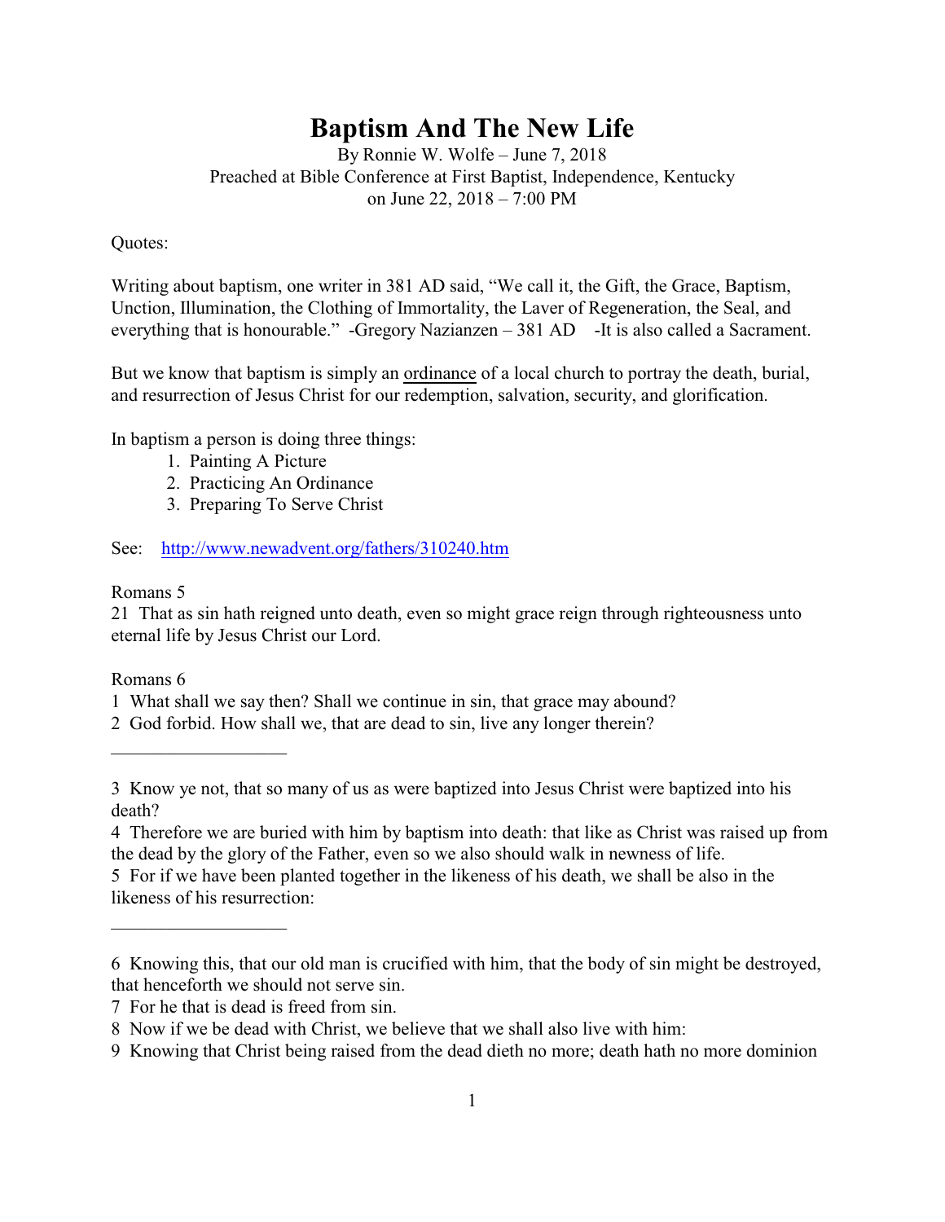# Baptism And The New Life

By Ronnie W. Wolfe – June 7, 2018
Preached at Bible Conference at First Baptist, Independence, Kentucky
on June 22, 2018 – 7:00 PM

Quotes:

Writing about baptism, one writer in 381 AD said, "We call it, the Gift, the Grace, Baptism, Unction, Illumination, the Clothing of Immortality, the Laver of Regeneration, the Seal, and everything that is honourable." -Gregory Nazianzen – 381 AD -It is also called a Sacrament.

But we know that baptism is simply an <u>ordinance</u> of a local church to portray the death, burial, and resurrection of Jesus Christ for our redemption, salvation, security, and glorification.

In baptism a person is doing three things:

1. Painting A Picture
2. Practicing An Ordinance
3. Preparing To Serve Christ

See: http://www.newadvent.org/fathers/310240.htm

Romans 5

21 That as sin hath reigned unto death, even so might grace reign through righteousness unto eternal life by Jesus Christ our Lord.

Romans 6

1 What shall we say then? Shall we continue in sin, that grace may abound?
2 God forbid. How shall we, that are dead to sin, live any longer therein?

---

3 Know ye not, that so many of us as were baptized into Jesus Christ were baptized into his death?
4 Therefore we are buried with him by baptism into death: that like as Christ was raised up from the dead by the glory of the Father, even so we also should walk in newness of life.
5 For if we have been planted together in the likeness of his death, we shall be also in the likeness of his resurrection:

---

6 Knowing this, that our old man is crucified with him, that the body of sin might be destroyed, that henceforth we should not serve sin.
7 For he that is dead is freed from sin.
8 Now if we be dead with Christ, we believe that we shall also live with him:
9 Knowing that Christ being raised from the dead dieth no more; death hath no more dominion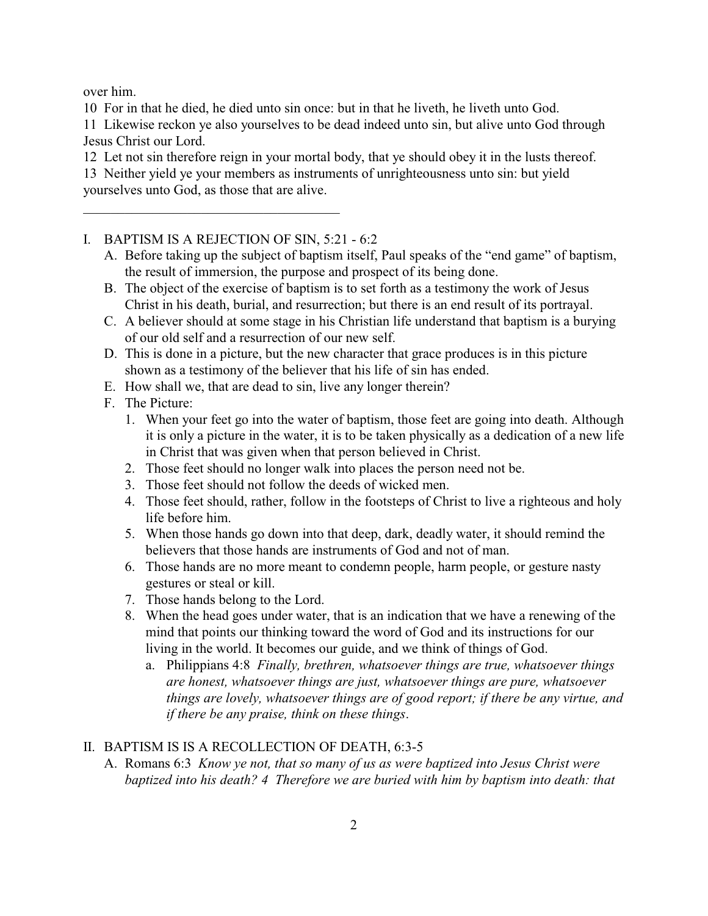over him.

10 For in that he died, he died unto sin once: but in that he liveth, he liveth unto God.

11 Likewise reckon ye also yourselves to be dead indeed unto sin, but alive unto God through Jesus Christ our Lord.

12 Let not sin therefore reign in your mortal body, that ye should obey it in the lusts thereof.

13 Neither yield ye your members as instruments of unrighteousness unto sin: but yield yourselves unto God, as those that are alive.

---

I. BAPTISM IS A REJECTION OF SIN, 5:21 - 6:2

   A. Before taking up the subject of baptism itself, Paul speaks of the "end game" of baptism, the result of immersion, the purpose and prospect of its being done.

   B. The object of the exercise of baptism is to set forth as a testimony the work of Jesus Christ in his death, burial, and resurrection; but there is an end result of its portrayal.

   C. A believer should at some stage in his Christian life understand that baptism is a burying of our old self and a resurrection of our new self.

   D. This is done in a picture, but the new character that grace produces is in this picture shown as a testimony of the believer that his life of sin has ended.

   E. How shall we, that are dead to sin, live any longer therein?

   F. The Picture:

      1. When your feet go into the water of baptism, those feet are going into death. Although it is only a picture in the water, it is to be taken physically as a dedication of a new life in Christ that was given when that person believed in Christ.

      2. Those feet should no longer walk into places the person need not be.

      3. Those feet should not follow the deeds of wicked men.

      4. Those feet should, rather, follow in the footsteps of Christ to live a righteous and holy life before him.

      5. When those hands go down into that deep, dark, deadly water, it should remind the believers that those hands are instruments of God and not of man.

      6. Those hands are no more meant to condemn people, harm people, or gesture nasty gestures or steal or kill.

      7. Those hands belong to the Lord.

      8. When the head goes under water, that is an indication that we have a renewing of the mind that points our thinking toward the word of God and its instructions for our living in the world. It becomes our guide, and we think of things of God.

         a. Philippians 4:8 *Finally, brethren, whatsoever things are true, whatsoever things are honest, whatsoever things are just, whatsoever things are pure, whatsoever things are lovely, whatsoever things are of good report; if there be any virtue, and if there be any praise, think on these things*.

II. BAPTISM IS IS A RECOLLECTION OF DEATH, 6:3-5

   A. Romans 6:3 *Know ye not, that so many of us as were baptized into Jesus Christ were baptized into his death? 4 Therefore we are buried with him by baptism into death: that*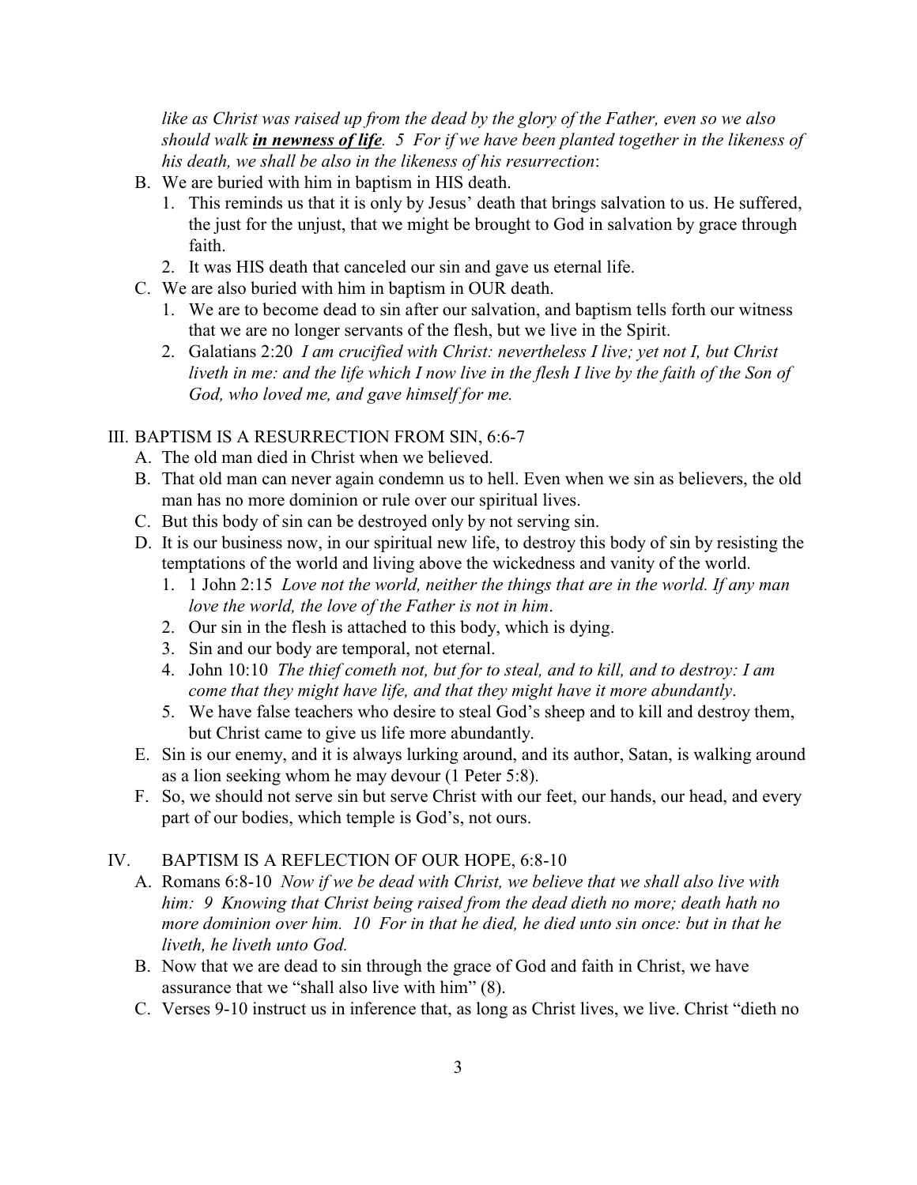*like as Christ was raised up from the dead by the glory of the Father, even so we also should walk **in newness of life**. 5 For if we have been planted together in the likeness of his death, we shall be also in the likeness of his resurrection*:

B. We are buried with him in baptism in HIS death.
   1. This reminds us that it is only by Jesus' death that brings salvation to us. He suffered, the just for the unjust, that we might be brought to God in salvation by grace through faith.
   2. It was HIS death that canceled our sin and gave us eternal life.

C. We are also buried with him in baptism in OUR death.
   1. We are to become dead to sin after our salvation, and baptism tells forth our witness that we are no longer servants of the flesh, but we live in the Spirit.
   2. Galatians 2:20 *I am crucified with Christ: nevertheless I live; yet not I, but Christ liveth in me: and the life which I now live in the flesh I live by the faith of the Son of God, who loved me, and gave himself for me.*

III. BAPTISM IS A RESURRECTION FROM SIN, 6:6-7

A. The old man died in Christ when we believed.

B. That old man can never again condemn us to hell. Even when we sin as believers, the old man has no more dominion or rule over our spiritual lives.

C. But this body of sin can be destroyed only by not serving sin.

D. It is our business now, in our spiritual new life, to destroy this body of sin by resisting the temptations of the world and living above the wickedness and vanity of the world.
   1. 1 John 2:15 *Love not the world, neither the things that are in the world. If any man love the world, the love of the Father is not in him*.
   2. Our sin in the flesh is attached to this body, which is dying.
   3. Sin and our body are temporal, not eternal.
   4. John 10:10 *The thief cometh not, but for to steal, and to kill, and to destroy: I am come that they might have life, and that they might have it more abundantly*.
   5. We have false teachers who desire to steal God's sheep and to kill and destroy them, but Christ came to give us life more abundantly.

E. Sin is our enemy, and it is always lurking around, and its author, Satan, is walking around as a lion seeking whom he may devour (1 Peter 5:8).

F. So, we should not serve sin but serve Christ with our feet, our hands, our head, and every part of our bodies, which temple is God's, not ours.

IV. BAPTISM IS A REFLECTION OF OUR HOPE, 6:8-10

A. Romans 6:8-10 *Now if we be dead with Christ, we believe that we shall also live with him: 9 Knowing that Christ being raised from the dead dieth no more; death hath no more dominion over him. 10 For in that he died, he died unto sin once: but in that he liveth, he liveth unto God.*

B. Now that we are dead to sin through the grace of God and faith in Christ, we have assurance that we "shall also live with him" (8).

C. Verses 9-10 instruct us in inference that, as long as Christ lives, we live. Christ "dieth no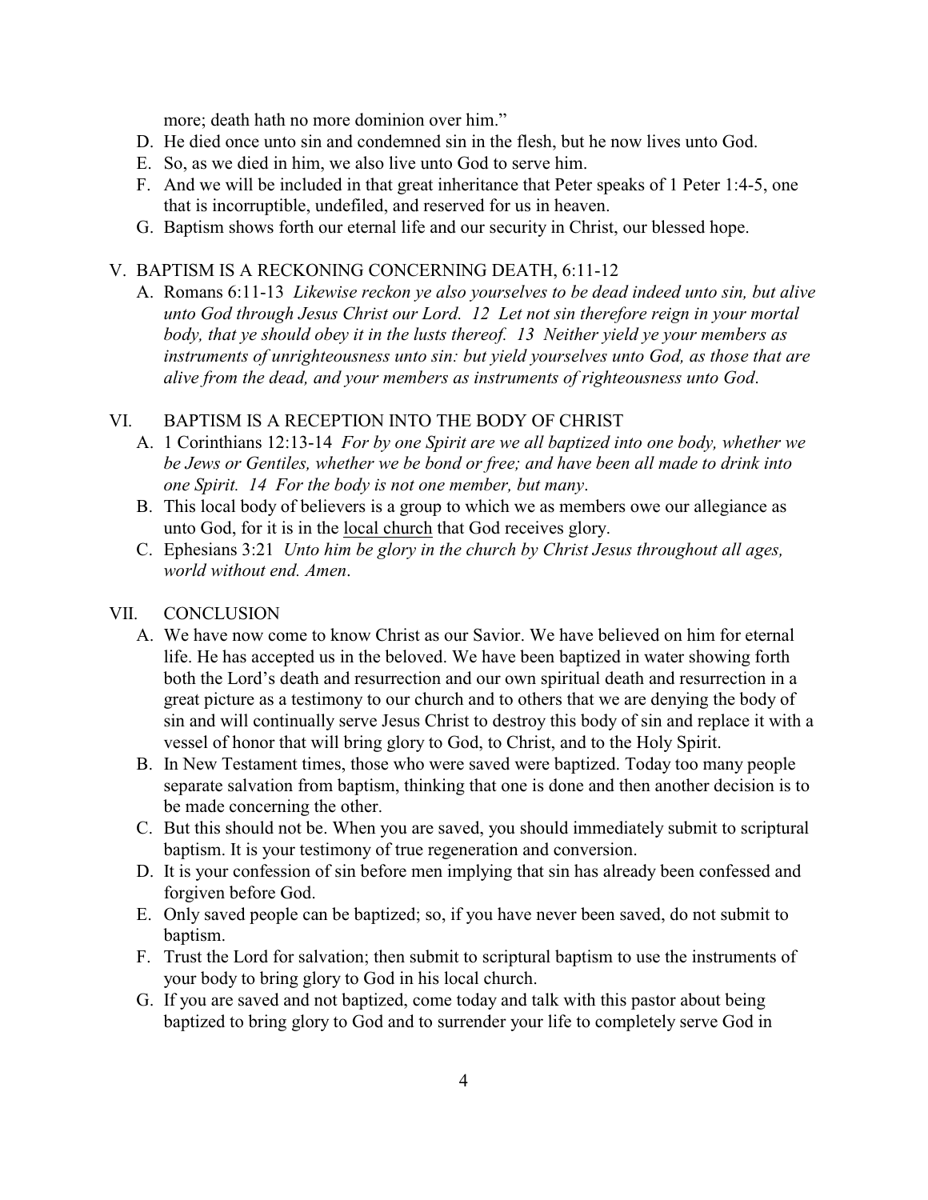more; death hath no more dominion over him."

D. He died once unto sin and condemned sin in the flesh, but he now lives unto God.
E. So, as we died in him, we also live unto God to serve him.
F. And we will be included in that great inheritance that Peter speaks of 1 Peter 1:4-5, one that is incorruptible, undefiled, and reserved for us in heaven.
G. Baptism shows forth our eternal life and our security in Christ, our blessed hope.

V. BAPTISM IS A RECKONING CONCERNING DEATH, 6:11-12

A. Romans 6:11-13 *Likewise reckon ye also yourselves to be dead indeed unto sin, but alive unto God through Jesus Christ our Lord. 12 Let not sin therefore reign in your mortal body, that ye should obey it in the lusts thereof. 13 Neither yield ye your members as instruments of unrighteousness unto sin: but yield yourselves unto God, as those that are alive from the dead, and your members as instruments of righteousness unto God*.

VI. BAPTISM IS A RECEPTION INTO THE BODY OF CHRIST

A. 1 Corinthians 12:13-14 *For by one Spirit are we all baptized into one body, whether we be Jews or Gentiles, whether we be bond or free; and have been all made to drink into one Spirit. 14 For the body is not one member, but many*.
B. This local body of believers is a group to which we as members owe our allegiance as unto God, for it is in the <u>local church</u> that God receives glory.
C. Ephesians 3:21 *Unto him be glory in the church by Christ Jesus throughout all ages, world without end. Amen*.

VII. CONCLUSION

A. We have now come to know Christ as our Savior. We have believed on him for eternal life. He has accepted us in the beloved. We have been baptized in water showing forth both the Lord's death and resurrection and our own spiritual death and resurrection in a great picture as a testimony to our church and to others that we are denying the body of sin and will continually serve Jesus Christ to destroy this body of sin and replace it with a vessel of honor that will bring glory to God, to Christ, and to the Holy Spirit.
B. In New Testament times, those who were saved were baptized. Today too many people separate salvation from baptism, thinking that one is done and then another decision is to be made concerning the other.
C. But this should not be. When you are saved, you should immediately submit to scriptural baptism. It is your testimony of true regeneration and conversion.
D. It is your confession of sin before men implying that sin has already been confessed and forgiven before God.
E. Only saved people can be baptized; so, if you have never been saved, do not submit to baptism.
F. Trust the Lord for salvation; then submit to scriptural baptism to use the instruments of your body to bring glory to God in his local church.
G. If you are saved and not baptized, come today and talk with this pastor about being baptized to bring glory to God and to surrender your life to completely serve God in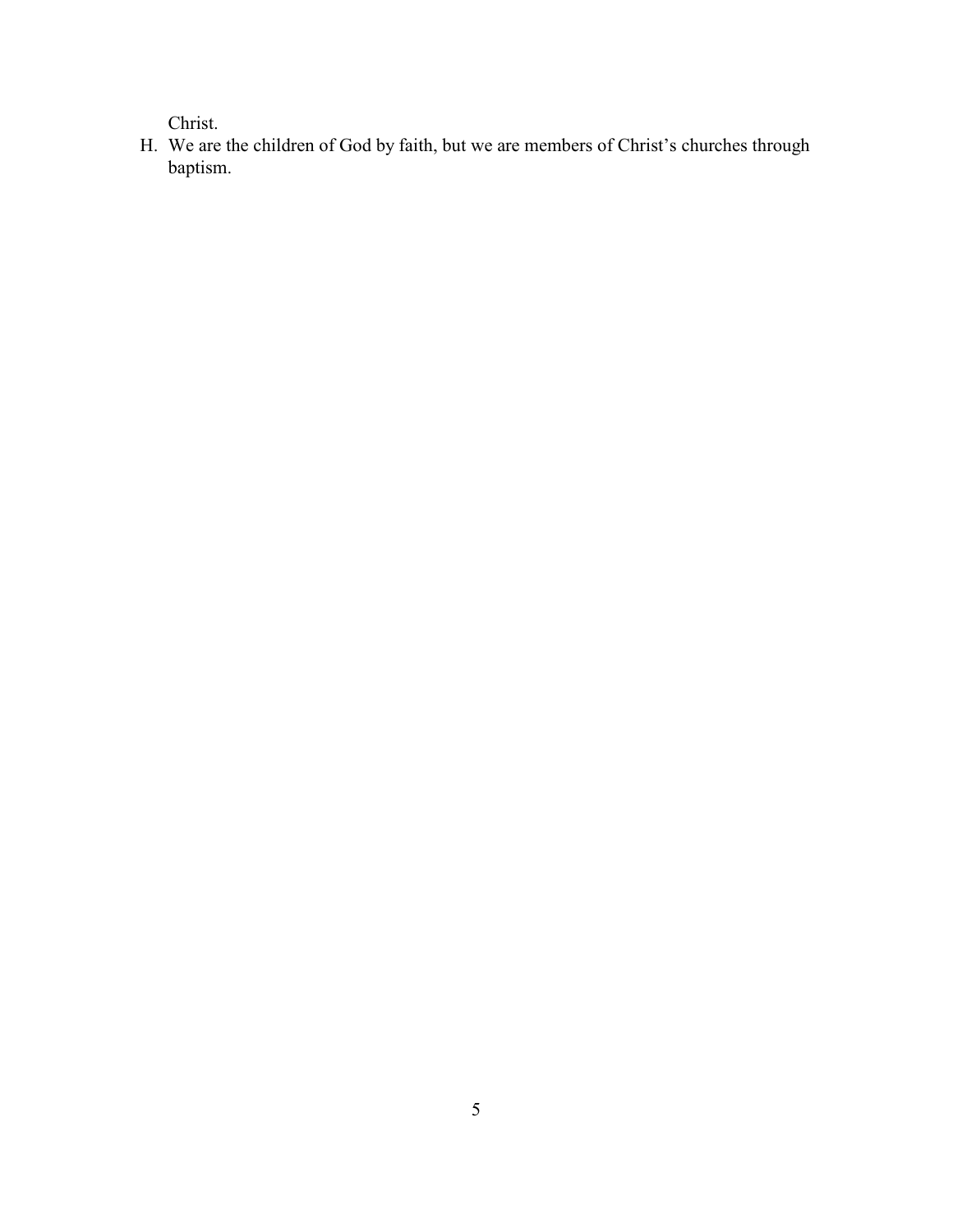Christ.

H. We are the children of God by faith, but we are members of Christ's churches through baptism.